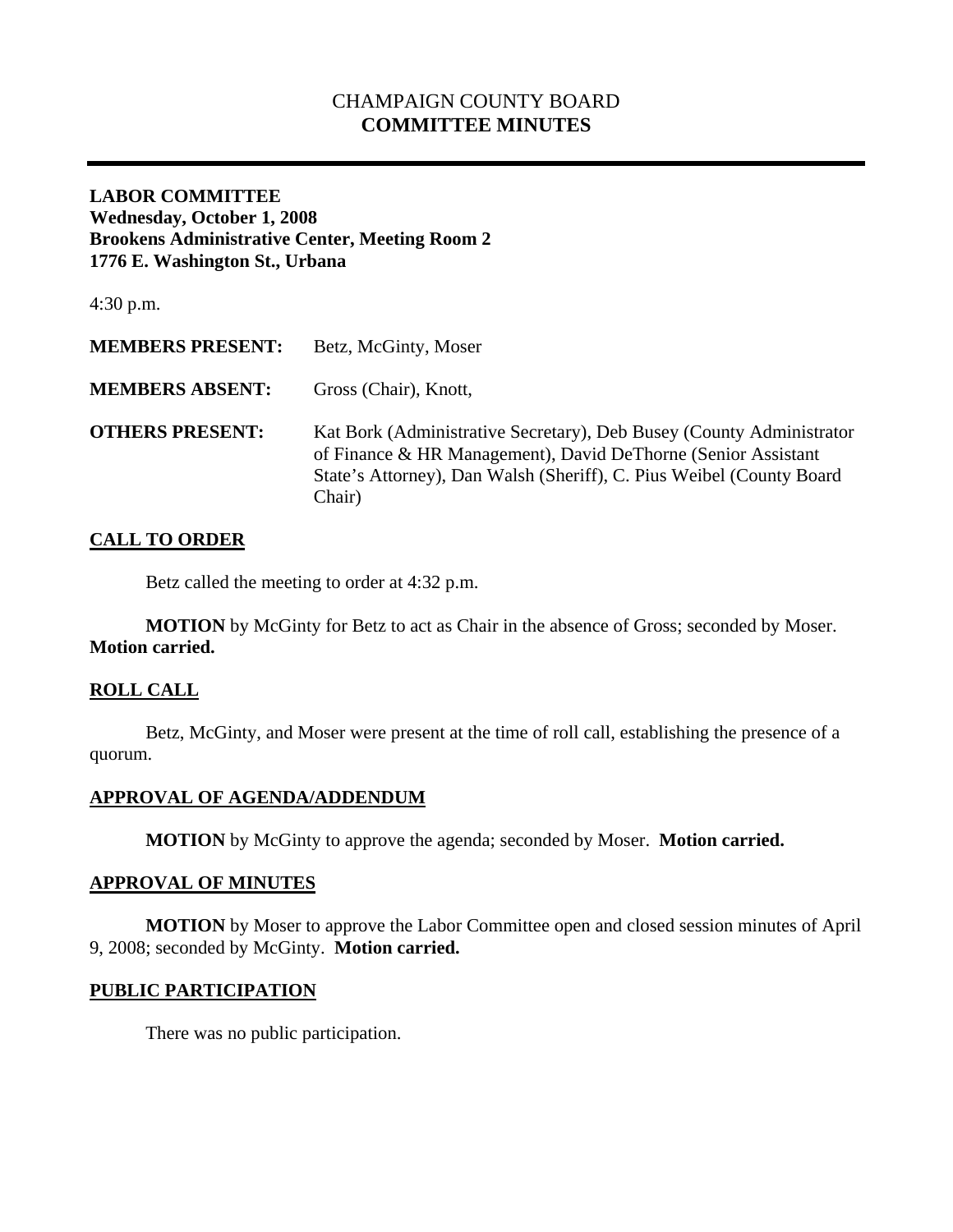# CHAMPAIGN COUNTY BOARD
## COMMITTEE MINUTES

---

**LABOR COMMITTEE**
**Wednesday, October 1, 2008**
**Brookens Administrative Center, Meeting Room 2**
**1776 E. Washington St., Urbana**

4:30 p.m.

**MEMBERS PRESENT:** Betz, McGinty, Moser

**MEMBERS ABSENT:** Gross (Chair), Knott,

**OTHERS PRESENT:** Kat Bork (Administrative Secretary), Deb Busey (County Administrator of Finance & HR Management), David DeThorne (Senior Assistant State's Attorney), Dan Walsh (Sheriff), C. Pius Weibel (County Board Chair)

### CALL TO ORDER

Betz called the meeting to order at 4:32 p.m.

**MOTION** by McGinty for Betz to act as Chair in the absence of Gross; seconded by Moser. **Motion carried.**

### ROLL CALL

Betz, McGinty, and Moser were present at the time of roll call, establishing the presence of a quorum.

### APPROVAL OF AGENDA/ADDENDUM

**MOTION** by McGinty to approve the agenda; seconded by Moser. **Motion carried.**

### APPROVAL OF MINUTES

**MOTION** by Moser to approve the Labor Committee open and closed session minutes of April 9, 2008; seconded by McGinty. **Motion carried.**

### PUBLIC PARTICIPATION

There was no public participation.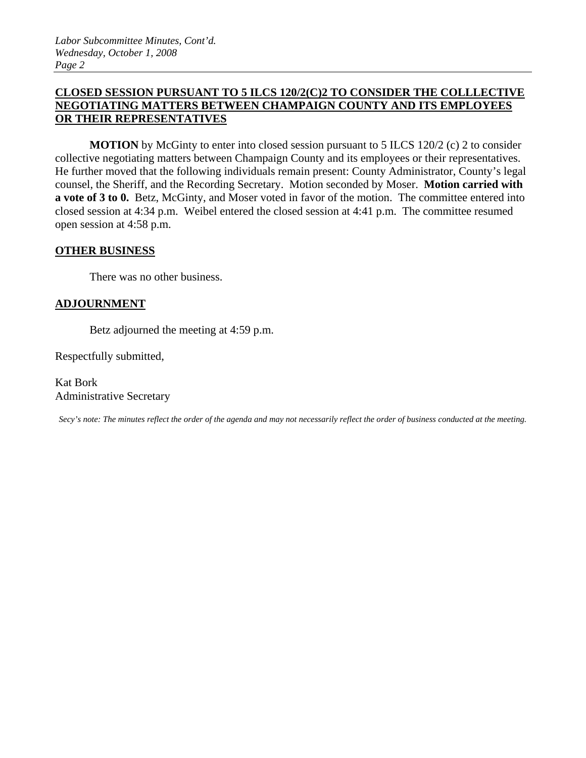**CLOSED SESSION PURSUANT TO 5 ILCS 120/2(C)2 TO CONSIDER THE COLLLECTIVE NEGOTIATING MATTERS BETWEEN CHAMPAIGN COUNTY AND ITS EMPLOYEES OR THEIR REPRESENTATIVES**

**MOTION** by McGinty to enter into closed session pursuant to 5 ILCS 120/2 (c) 2 to consider collective negotiating matters between Champaign County and its employees or their representatives. He further moved that the following individuals remain present: County Administrator, County's legal counsel, the Sheriff, and the Recording Secretary. Motion seconded by Moser. **Motion carried with a vote of 3 to 0.** Betz, McGinty, and Moser voted in favor of the motion. The committee entered into closed session at 4:34 p.m. Weibel entered the closed session at 4:41 p.m. The committee resumed open session at 4:58 p.m.

**OTHER BUSINESS**

There was no other business.

**ADJOURNMENT**

Betz adjourned the meeting at 4:59 p.m.

Respectfully submitted,

Kat Bork
Administrative Secretary

*Secy's note: The minutes reflect the order of the agenda and may not necessarily reflect the order of business conducted at the meeting.*